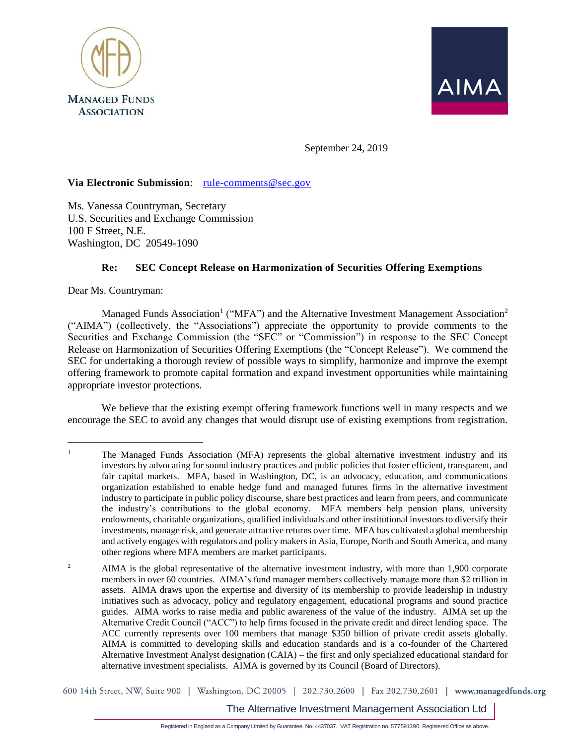MANAGED FUNDS ASSOCIATION

AIMA

September 24, 2019

**Via Electronic Submission**: rule-comments@sec.gov

Ms. Vanessa Countryman, Secretary
U.S. Securities and Exchange Commission
100 F Street, N.E.
Washington, DC 20549-1090

**Re: SEC Concept Release on Harmonization of Securities Offering Exemptions**

Dear Ms. Countryman:

Managed Funds Association[1] ("MFA") and the Alternative Investment Management Association[2] ("AIMA") (collectively, the "Associations") appreciate the opportunity to provide comments to the Securities and Exchange Commission (the "SEC" or "Commission") in response to the SEC Concept Release on Harmonization of Securities Offering Exemptions (the "Concept Release"). We commend the SEC for undertaking a thorough review of possible ways to simplify, harmonize and improve the exempt offering framework to promote capital formation and expand investment opportunities while maintaining appropriate investor protections.

We believe that the existing exempt offering framework functions well in many respects and we encourage the SEC to avoid any changes that would disrupt use of existing exemptions from registration.

---

[1] The Managed Funds Association (MFA) represents the global alternative investment industry and its investors by advocating for sound industry practices and public policies that foster efficient, transparent, and fair capital markets. MFA, based in Washington, DC, is an advocacy, education, and communications organization established to enable hedge fund and managed futures firms in the alternative investment industry to participate in public policy discourse, share best practices and learn from peers, and communicate the industry's contributions to the global economy. MFA members help pension plans, university endowments, charitable organizations, qualified individuals and other institutional investors to diversify their investments, manage risk, and generate attractive returns over time. MFA has cultivated a global membership and actively engages with regulators and policy makers in Asia, Europe, North and South America, and many other regions where MFA members are market participants.

[2] AIMA is the global representative of the alternative investment industry, with more than 1,900 corporate members in over 60 countries. AIMA's fund manager members collectively manage more than $2 trillion in assets. AIMA draws upon the expertise and diversity of its membership to provide leadership in industry initiatives such as advocacy, policy and regulatory engagement, educational programs and sound practice guides. AIMA works to raise media and public awareness of the value of the industry. AIMA set up the Alternative Credit Council ("ACC") to help firms focused in the private credit and direct lending space. The ACC currently represents over 100 members that manage $350 billion of private credit assets globally. AIMA is committed to developing skills and education standards and is a co-founder of the Chartered Alternative Investment Analyst designation (CAIA) – the first and only specialized educational standard for alternative investment specialists. AIMA is governed by its Council (Board of Directors).

600 14th Street, NW, Suite 900 | Washington, DC 20005 | 202.730.2600 | Fax 202.730.2601 | www.managedfunds.org

The Alternative Investment Management Association Ltd

Registered in England as a Company Limited by Guarantee, No. 4437037. VAT Registration no. 577591390. Registered Office as above.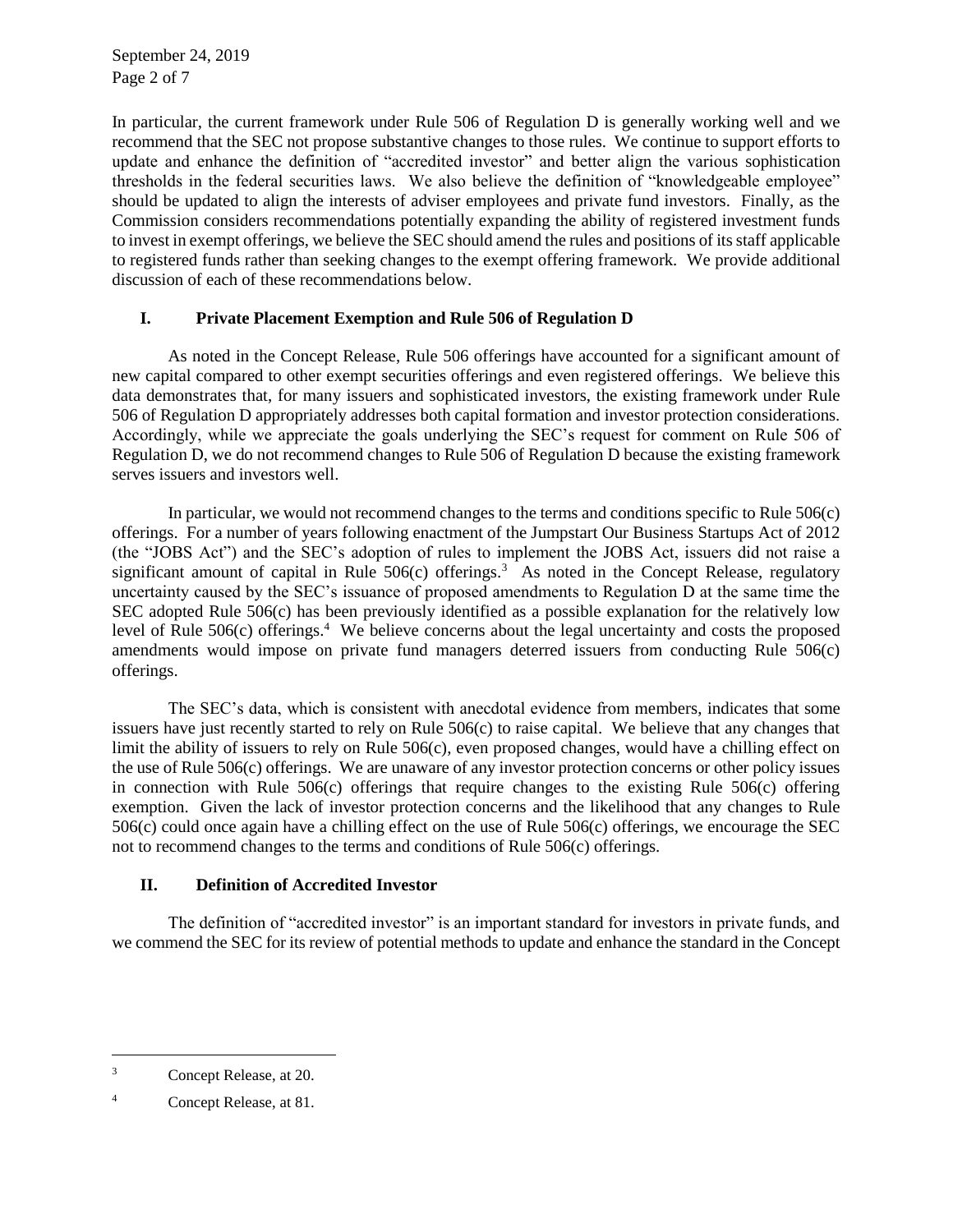In particular, the current framework under Rule 506 of Regulation D is generally working well and we recommend that the SEC not propose substantive changes to those rules. We continue to support efforts to update and enhance the definition of "accredited investor" and better align the various sophistication thresholds in the federal securities laws. We also believe the definition of "knowledgeable employee" should be updated to align the interests of adviser employees and private fund investors. Finally, as the Commission considers recommendations potentially expanding the ability of registered investment funds to invest in exempt offerings, we believe the SEC should amend the rules and positions of its staff applicable to registered funds rather than seeking changes to the exempt offering framework. We provide additional discussion of each of these recommendations below.

## I. Private Placement Exemption and Rule 506 of Regulation D

As noted in the Concept Release, Rule 506 offerings have accounted for a significant amount of new capital compared to other exempt securities offerings and even registered offerings. We believe this data demonstrates that, for many issuers and sophisticated investors, the existing framework under Rule 506 of Regulation D appropriately addresses both capital formation and investor protection considerations. Accordingly, while we appreciate the goals underlying the SEC's request for comment on Rule 506 of Regulation D, we do not recommend changes to Rule 506 of Regulation D because the existing framework serves issuers and investors well.

In particular, we would not recommend changes to the terms and conditions specific to Rule 506(c) offerings. For a number of years following enactment of the Jumpstart Our Business Startups Act of 2012 (the "JOBS Act") and the SEC's adoption of rules to implement the JOBS Act, issuers did not raise a significant amount of capital in Rule 506(c) offerings.[3] As noted in the Concept Release, regulatory uncertainty caused by the SEC's issuance of proposed amendments to Regulation D at the same time the SEC adopted Rule 506(c) has been previously identified as a possible explanation for the relatively low level of Rule 506(c) offerings.[4] We believe concerns about the legal uncertainty and costs the proposed amendments would impose on private fund managers deterred issuers from conducting Rule 506(c) offerings.

The SEC's data, which is consistent with anecdotal evidence from members, indicates that some issuers have just recently started to rely on Rule 506(c) to raise capital. We believe that any changes that limit the ability of issuers to rely on Rule 506(c), even proposed changes, would have a chilling effect on the use of Rule 506(c) offerings. We are unaware of any investor protection concerns or other policy issues in connection with Rule 506(c) offerings that require changes to the existing Rule 506(c) offering exemption. Given the lack of investor protection concerns and the likelihood that any changes to Rule 506(c) could once again have a chilling effect on the use of Rule 506(c) offerings, we encourage the SEC not to recommend changes to the terms and conditions of Rule 506(c) offerings.

## II. Definition of Accredited Investor

The definition of "accredited investor" is an important standard for investors in private funds, and we commend the SEC for its review of potential methods to update and enhance the standard in the Concept

---

[3] Concept Release, at 20.

[4] Concept Release, at 81.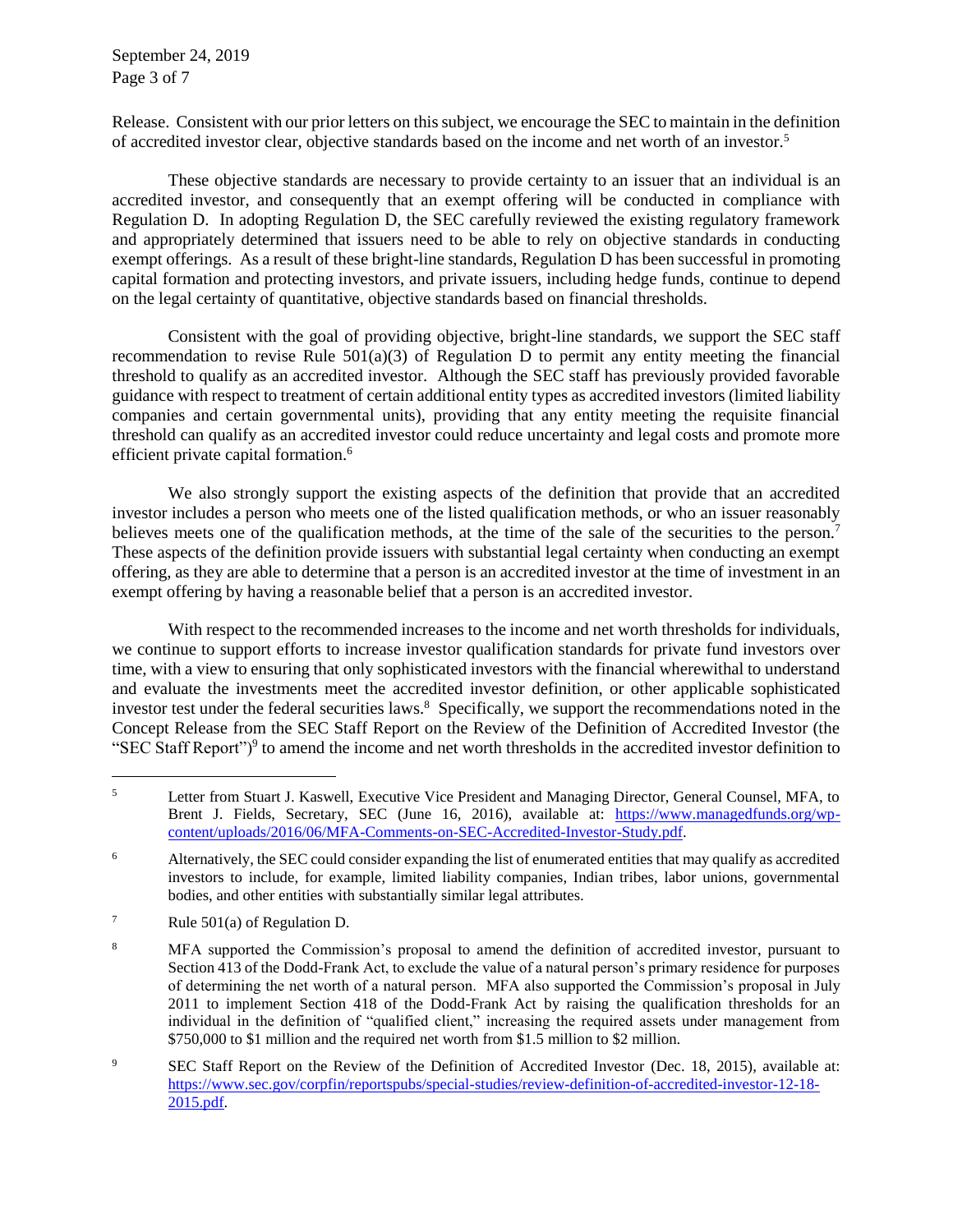Release. Consistent with our prior letters on this subject, we encourage the SEC to maintain in the definition of accredited investor clear, objective standards based on the income and net worth of an investor.[5]

These objective standards are necessary to provide certainty to an issuer that an individual is an accredited investor, and consequently that an exempt offering will be conducted in compliance with Regulation D. In adopting Regulation D, the SEC carefully reviewed the existing regulatory framework and appropriately determined that issuers need to be able to rely on objective standards in conducting exempt offerings. As a result of these bright-line standards, Regulation D has been successful in promoting capital formation and protecting investors, and private issuers, including hedge funds, continue to depend on the legal certainty of quantitative, objective standards based on financial thresholds.

Consistent with the goal of providing objective, bright-line standards, we support the SEC staff recommendation to revise Rule 501(a)(3) of Regulation D to permit any entity meeting the financial threshold to qualify as an accredited investor. Although the SEC staff has previously provided favorable guidance with respect to treatment of certain additional entity types as accredited investors (limited liability companies and certain governmental units), providing that any entity meeting the requisite financial threshold can qualify as an accredited investor could reduce uncertainty and legal costs and promote more efficient private capital formation.[6]

We also strongly support the existing aspects of the definition that provide that an accredited investor includes a person who meets one of the listed qualification methods, or who an issuer reasonably believes meets one of the qualification methods, at the time of the sale of the securities to the person.[7] These aspects of the definition provide issuers with substantial legal certainty when conducting an exempt offering, as they are able to determine that a person is an accredited investor at the time of investment in an exempt offering by having a reasonable belief that a person is an accredited investor.

With respect to the recommended increases to the income and net worth thresholds for individuals, we continue to support efforts to increase investor qualification standards for private fund investors over time, with a view to ensuring that only sophisticated investors with the financial wherewithal to understand and evaluate the investments meet the accredited investor definition, or other applicable sophisticated investor test under the federal securities laws.[8] Specifically, we support the recommendations noted in the Concept Release from the SEC Staff Report on the Review of the Definition of Accredited Investor (the "SEC Staff Report")[9] to amend the income and net worth thresholds in the accredited investor definition to

---

[5] Letter from Stuart J. Kaswell, Executive Vice President and Managing Director, General Counsel, MFA, to Brent J. Fields, Secretary, SEC (June 16, 2016), available at: https://www.managedfunds.org/wp-content/uploads/2016/06/MFA-Comments-on-SEC-Accredited-Investor-Study.pdf.

[6] Alternatively, the SEC could consider expanding the list of enumerated entities that may qualify as accredited investors to include, for example, limited liability companies, Indian tribes, labor unions, governmental bodies, and other entities with substantially similar legal attributes.

[7] Rule 501(a) of Regulation D.

[8] MFA supported the Commission's proposal to amend the definition of accredited investor, pursuant to Section 413 of the Dodd-Frank Act, to exclude the value of a natural person's primary residence for purposes of determining the net worth of a natural person. MFA also supported the Commission's proposal in July 2011 to implement Section 418 of the Dodd-Frank Act by raising the qualification thresholds for an individual in the definition of "qualified client," increasing the required assets under management from $750,000 to $1 million and the required net worth from $1.5 million to $2 million.

[9] SEC Staff Report on the Review of the Definition of Accredited Investor (Dec. 18, 2015), available at: https://www.sec.gov/corpfin/reportspubs/special-studies/review-definition-of-accredited-investor-12-18-2015.pdf.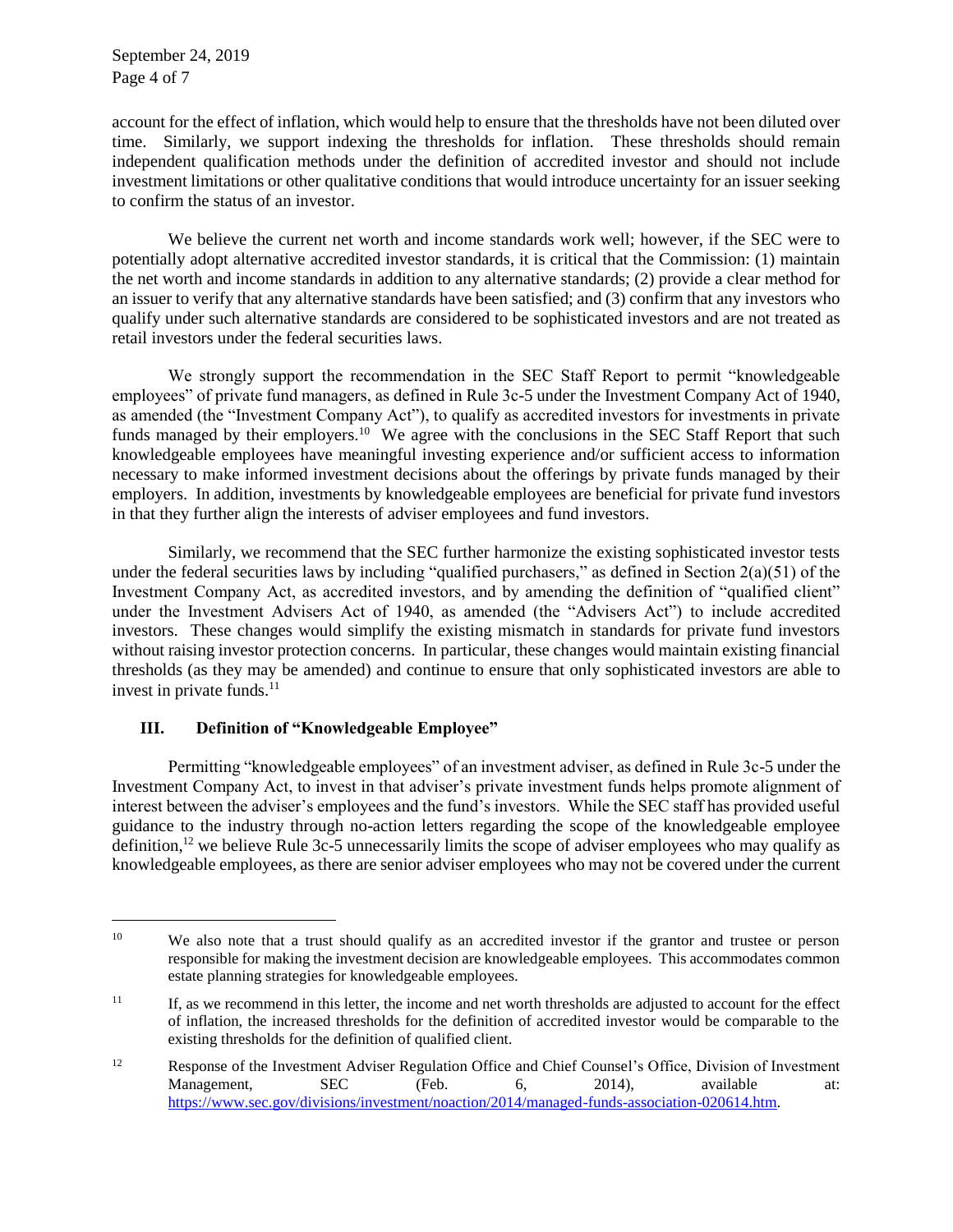account for the effect of inflation, which would help to ensure that the thresholds have not been diluted over time. Similarly, we support indexing the thresholds for inflation. These thresholds should remain independent qualification methods under the definition of accredited investor and should not include investment limitations or other qualitative conditions that would introduce uncertainty for an issuer seeking to confirm the status of an investor.

We believe the current net worth and income standards work well; however, if the SEC were to potentially adopt alternative accredited investor standards, it is critical that the Commission: (1) maintain the net worth and income standards in addition to any alternative standards; (2) provide a clear method for an issuer to verify that any alternative standards have been satisfied; and (3) confirm that any investors who qualify under such alternative standards are considered to be sophisticated investors and are not treated as retail investors under the federal securities laws.

We strongly support the recommendation in the SEC Staff Report to permit "knowledgeable employees" of private fund managers, as defined in Rule 3c-5 under the Investment Company Act of 1940, as amended (the "Investment Company Act"), to qualify as accredited investors for investments in private funds managed by their employers.[10] We agree with the conclusions in the SEC Staff Report that such knowledgeable employees have meaningful investing experience and/or sufficient access to information necessary to make informed investment decisions about the offerings by private funds managed by their employers. In addition, investments by knowledgeable employees are beneficial for private fund investors in that they further align the interests of adviser employees and fund investors.

Similarly, we recommend that the SEC further harmonize the existing sophisticated investor tests under the federal securities laws by including "qualified purchasers," as defined in Section 2(a)(51) of the Investment Company Act, as accredited investors, and by amending the definition of "qualified client" under the Investment Advisers Act of 1940, as amended (the "Advisers Act") to include accredited investors. These changes would simplify the existing mismatch in standards for private fund investors without raising investor protection concerns. In particular, these changes would maintain existing financial thresholds (as they may be amended) and continue to ensure that only sophisticated investors are able to invest in private funds.[11]

## III. Definition of "Knowledgeable Employee"

Permitting "knowledgeable employees" of an investment adviser, as defined in Rule 3c-5 under the Investment Company Act, to invest in that adviser's private investment funds helps promote alignment of interest between the adviser's employees and the fund's investors. While the SEC staff has provided useful guidance to the industry through no-action letters regarding the scope of the knowledgeable employee definition,[12] we believe Rule 3c-5 unnecessarily limits the scope of adviser employees who may qualify as knowledgeable employees, as there are senior adviser employees who may not be covered under the current

---

[10] We also note that a trust should qualify as an accredited investor if the grantor and trustee or person responsible for making the investment decision are knowledgeable employees. This accommodates common estate planning strategies for knowledgeable employees.

[11] If, as we recommend in this letter, the income and net worth thresholds are adjusted to account for the effect of inflation, the increased thresholds for the definition of accredited investor would be comparable to the existing thresholds for the definition of qualified client.

[12] Response of the Investment Adviser Regulation Office and Chief Counsel's Office, Division of Investment Management, SEC (Feb. 6, 2014), available at: https://www.sec.gov/divisions/investment/noaction/2014/managed-funds-association-020614.htm.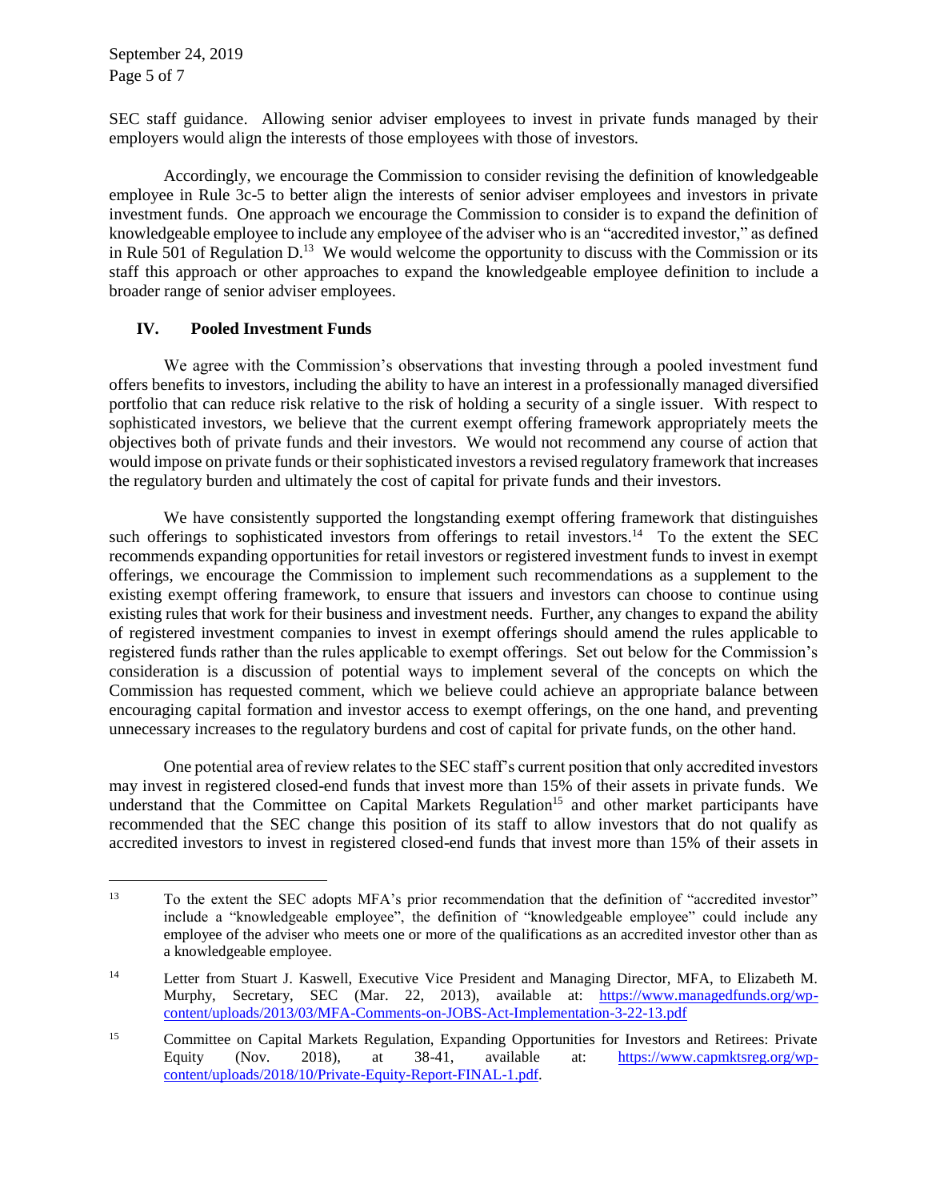SEC staff guidance. Allowing senior adviser employees to invest in private funds managed by their employers would align the interests of those employees with those of investors.

Accordingly, we encourage the Commission to consider revising the definition of knowledgeable employee in Rule 3c-5 to better align the interests of senior adviser employees and investors in private investment funds. One approach we encourage the Commission to consider is to expand the definition of knowledgeable employee to include any employee of the adviser who is an "accredited investor," as defined in Rule 501 of Regulation D.[13] We would welcome the opportunity to discuss with the Commission or its staff this approach or other approaches to expand the knowledgeable employee definition to include a broader range of senior adviser employees.

## IV. Pooled Investment Funds

We agree with the Commission's observations that investing through a pooled investment fund offers benefits to investors, including the ability to have an interest in a professionally managed diversified portfolio that can reduce risk relative to the risk of holding a security of a single issuer. With respect to sophisticated investors, we believe that the current exempt offering framework appropriately meets the objectives both of private funds and their investors. We would not recommend any course of action that would impose on private funds or their sophisticated investors a revised regulatory framework that increases the regulatory burden and ultimately the cost of capital for private funds and their investors.

We have consistently supported the longstanding exempt offering framework that distinguishes such offerings to sophisticated investors from offerings to retail investors.[14] To the extent the SEC recommends expanding opportunities for retail investors or registered investment funds to invest in exempt offerings, we encourage the Commission to implement such recommendations as a supplement to the existing exempt offering framework, to ensure that issuers and investors can choose to continue using existing rules that work for their business and investment needs. Further, any changes to expand the ability of registered investment companies to invest in exempt offerings should amend the rules applicable to registered funds rather than the rules applicable to exempt offerings. Set out below for the Commission's consideration is a discussion of potential ways to implement several of the concepts on which the Commission has requested comment, which we believe could achieve an appropriate balance between encouraging capital formation and investor access to exempt offerings, on the one hand, and preventing unnecessary increases to the regulatory burdens and cost of capital for private funds, on the other hand.

One potential area of review relates to the SEC staff's current position that only accredited investors may invest in registered closed-end funds that invest more than 15% of their assets in private funds. We understand that the Committee on Capital Markets Regulation[15] and other market participants have recommended that the SEC change this position of its staff to allow investors that do not qualify as accredited investors to invest in registered closed-end funds that invest more than 15% of their assets in

---

[13] To the extent the SEC adopts MFA's prior recommendation that the definition of "accredited investor" include a "knowledgeable employee", the definition of "knowledgeable employee" could include any employee of the adviser who meets one or more of the qualifications as an accredited investor other than as a knowledgeable employee.

[14] Letter from Stuart J. Kaswell, Executive Vice President and Managing Director, MFA, to Elizabeth M. Murphy, Secretary, SEC (Mar. 22, 2013), available at: https://www.managedfunds.org/wp-content/uploads/2013/03/MFA-Comments-on-JOBS-Act-Implementation-3-22-13.pdf

[15] Committee on Capital Markets Regulation, Expanding Opportunities for Investors and Retirees: Private Equity (Nov. 2018), at 38-41, available at: https://www.capmktsreg.org/wp-content/uploads/2018/10/Private-Equity-Report-FINAL-1.pdf.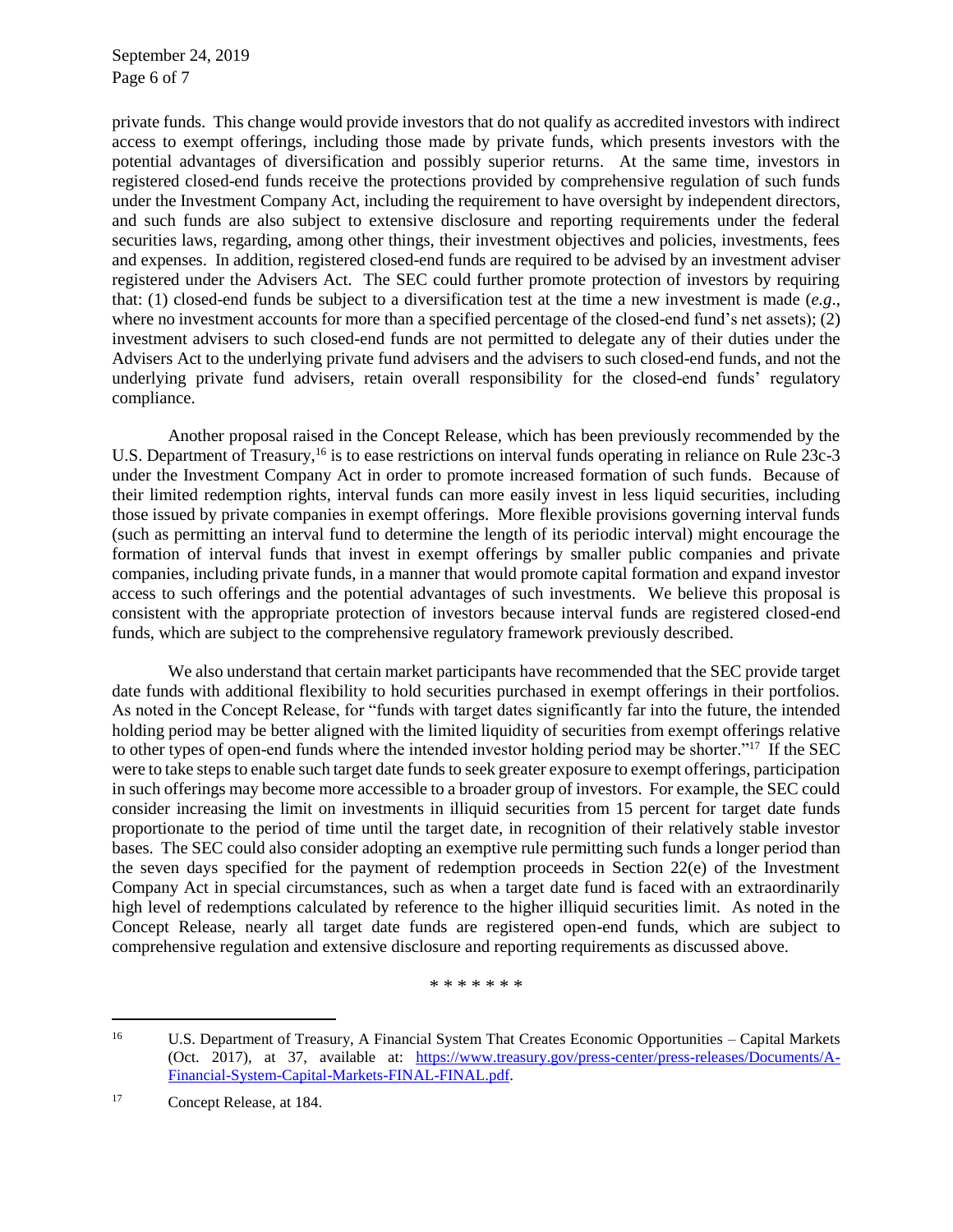private funds. This change would provide investors that do not qualify as accredited investors with indirect access to exempt offerings, including those made by private funds, which presents investors with the potential advantages of diversification and possibly superior returns. At the same time, investors in registered closed-end funds receive the protections provided by comprehensive regulation of such funds under the Investment Company Act, including the requirement to have oversight by independent directors, and such funds are also subject to extensive disclosure and reporting requirements under the federal securities laws, regarding, among other things, their investment objectives and policies, investments, fees and expenses. In addition, registered closed-end funds are required to be advised by an investment adviser registered under the Advisers Act. The SEC could further promote protection of investors by requiring that: (1) closed-end funds be subject to a diversification test at the time a new investment is made (*e.g.*, where no investment accounts for more than a specified percentage of the closed-end fund's net assets); (2) investment advisers to such closed-end funds are not permitted to delegate any of their duties under the Advisers Act to the underlying private fund advisers and the advisers to such closed-end funds, and not the underlying private fund advisers, retain overall responsibility for the closed-end funds' regulatory compliance.

Another proposal raised in the Concept Release, which has been previously recommended by the U.S. Department of Treasury,[16] is to ease restrictions on interval funds operating in reliance on Rule 23c-3 under the Investment Company Act in order to promote increased formation of such funds. Because of their limited redemption rights, interval funds can more easily invest in less liquid securities, including those issued by private companies in exempt offerings. More flexible provisions governing interval funds (such as permitting an interval fund to determine the length of its periodic interval) might encourage the formation of interval funds that invest in exempt offerings by smaller public companies and private companies, including private funds, in a manner that would promote capital formation and expand investor access to such offerings and the potential advantages of such investments. We believe this proposal is consistent with the appropriate protection of investors because interval funds are registered closed-end funds, which are subject to the comprehensive regulatory framework previously described.

We also understand that certain market participants have recommended that the SEC provide target date funds with additional flexibility to hold securities purchased in exempt offerings in their portfolios. As noted in the Concept Release, for "funds with target dates significantly far into the future, the intended holding period may be better aligned with the limited liquidity of securities from exempt offerings relative to other types of open-end funds where the intended investor holding period may be shorter."[17] If the SEC were to take steps to enable such target date funds to seek greater exposure to exempt offerings, participation in such offerings may become more accessible to a broader group of investors. For example, the SEC could consider increasing the limit on investments in illiquid securities from 15 percent for target date funds proportionate to the period of time until the target date, in recognition of their relatively stable investor bases. The SEC could also consider adopting an exemptive rule permitting such funds a longer period than the seven days specified for the payment of redemption proceeds in Section 22(e) of the Investment Company Act in special circumstances, such as when a target date fund is faced with an extraordinarily high level of redemptions calculated by reference to the higher illiquid securities limit. As noted in the Concept Release, nearly all target date funds are registered open-end funds, which are subject to comprehensive regulation and extensive disclosure and reporting requirements as discussed above.

\* \* \* \* \* \* \*

---

[16] U.S. Department of Treasury, A Financial System That Creates Economic Opportunities – Capital Markets (Oct. 2017), at 37, available at: https://www.treasury.gov/press-center/press-releases/Documents/A-Financial-System-Capital-Markets-FINAL-FINAL.pdf.

[17] Concept Release, at 184.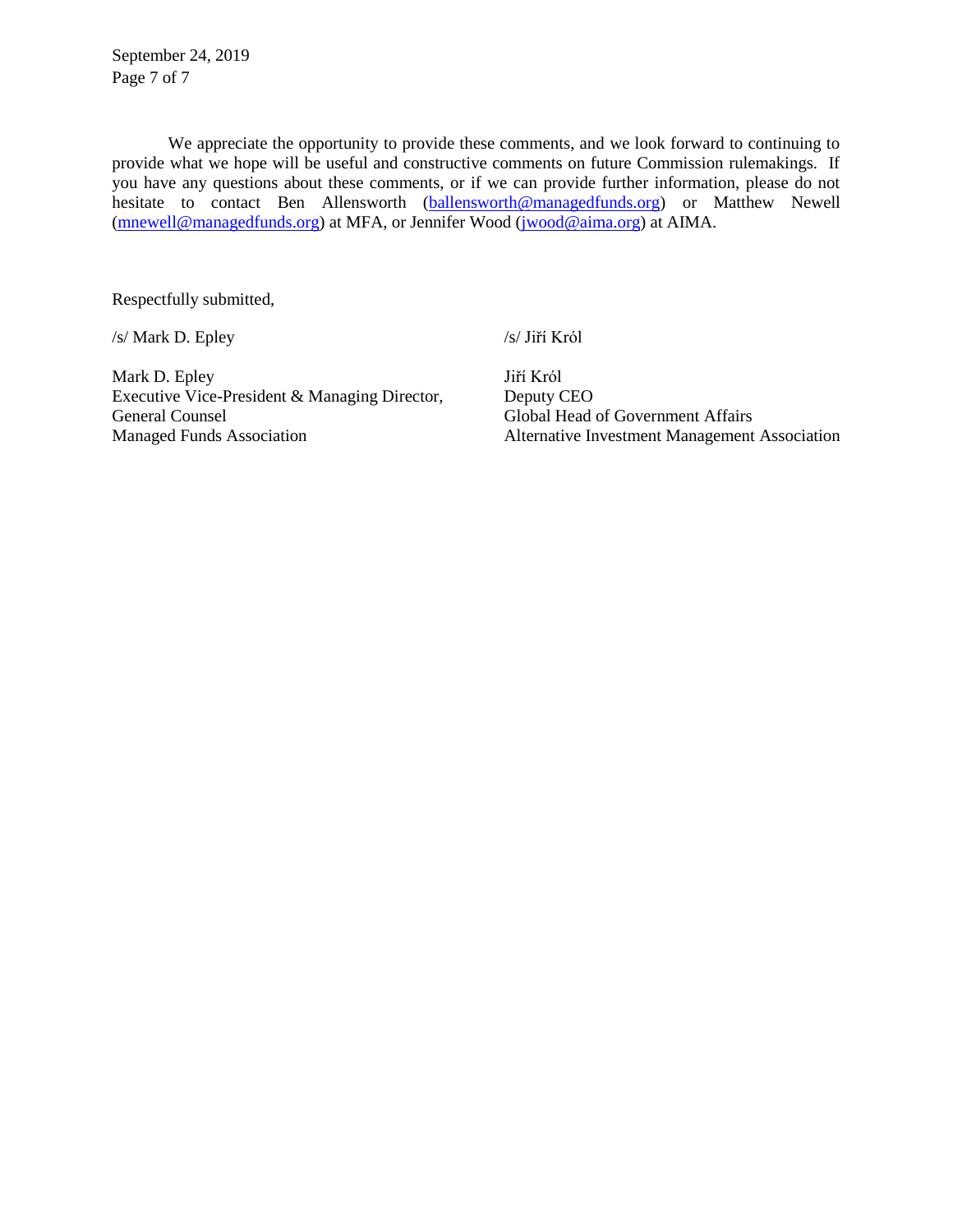We appreciate the opportunity to provide these comments, and we look forward to continuing to provide what we hope will be useful and constructive comments on future Commission rulemakings. If you have any questions about these comments, or if we can provide further information, please do not hesitate to contact Ben Allensworth (ballensworth@managedfunds.org) or Matthew Newell (mnewell@managedfunds.org) at MFA, or Jennifer Wood (jwood@aima.org) at AIMA.

Respectfully submitted,

/s/ Mark D. Epley

Mark D. Epley
Executive Vice-President & Managing Director,
General Counsel
Managed Funds Association

/s/ Jiří Król

Jiří Król
Deputy CEO
Global Head of Government Affairs
Alternative Investment Management Association